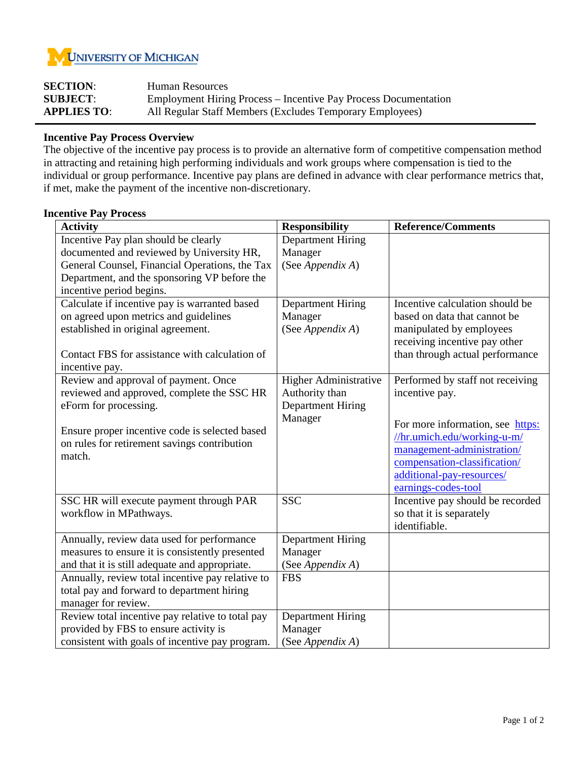University of Michigan

**SECTION**: Human Resources
**SUBJECT**: Employment Hiring Process – Incentive Pay Process Documentation
**APPLIES TO**: All Regular Staff Members (Excludes Temporary Employees)

---

**Incentive Pay Process Overview**

The objective of the incentive pay process is to provide an alternative form of competitive compensation method in attracting and retaining high performing individuals and work groups where compensation is tied to the individual or group performance. Incentive pay plans are defined in advance with clear performance metrics that, if met, make the payment of the incentive non-discretionary.

**Incentive Pay Process**

| Activity | Responsibility | Reference/Comments |
|---|---|---|
| Incentive Pay plan should be clearly documented and reviewed by University HR, General Counsel, Financial Operations, the Tax Department, and the sponsoring VP before the incentive period begins. | Department Hiring Manager (See *Appendix A*) | |
| Calculate if incentive pay is warranted based on agreed upon metrics and guidelines established in original agreement.<br><br>Contact FBS for assistance with calculation of incentive pay. | Department Hiring Manager (See *Appendix A*) | Incentive calculation should be based on data that cannot be manipulated by employees receiving incentive pay other than through actual performance |
| Review and approval of payment. Once reviewed and approved, complete the SSC HR eForm for processing.<br><br>Ensure proper incentive code is selected based on rules for retirement savings contribution match. | Higher Administrative Authority than Department Hiring Manager | Performed by staff not receiving incentive pay.<br><br>For more information, see [https://hr.umich.edu/working-u-m/management-administration/compensation-classification/additional-pay-resources/earnings-codes-tool](https://hr.umich.edu/working-u-m/management-administration/compensation-classification/additional-pay-resources/earnings-codes-tool) |
| SSC HR will execute payment through PAR workflow in MPathways. | SSC | Incentive pay should be recorded so that it is separately identifiable. |
| Annually, review data used for performance measures to ensure it is consistently presented and that it is still adequate and appropriate. | Department Hiring Manager (See *Appendix A*) | |
| Annually, review total incentive pay relative to total pay and forward to department hiring manager for review. | FBS | |
| Review total incentive pay relative to total pay provided by FBS to ensure activity is consistent with goals of incentive pay program. | Department Hiring Manager (See *Appendix A*) | |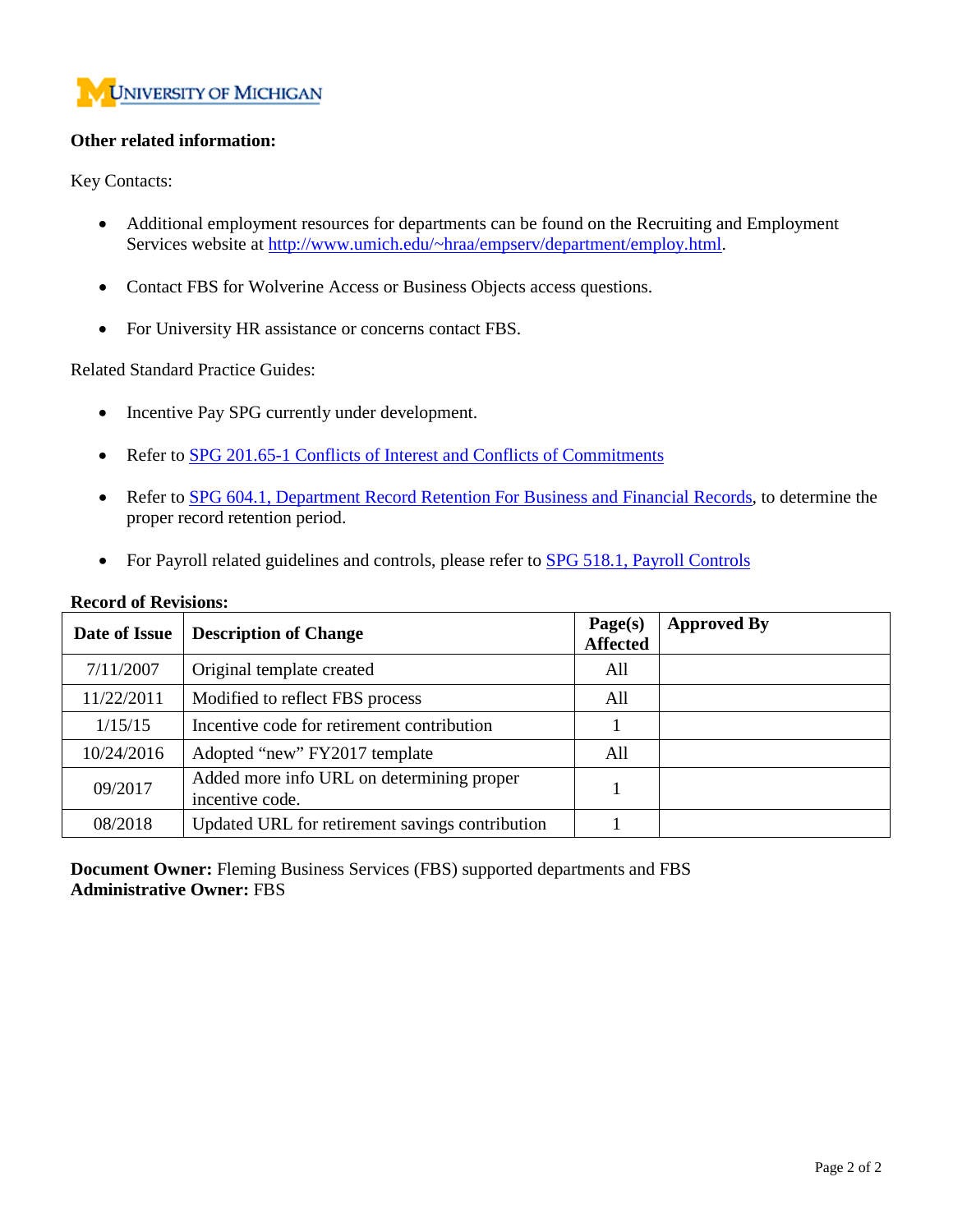UNIVERSITY OF MICHIGAN

**Other related information:**

Key Contacts:

- Additional employment resources for departments can be found on the Recruiting and Employment Services website at http://www.umich.edu/~hraa/empserv/department/employ.html.
- Contact FBS for Wolverine Access or Business Objects access questions.
- For University HR assistance or concerns contact FBS.

Related Standard Practice Guides:

- Incentive Pay SPG currently under development.
- Refer to SPG 201.65-1 Conflicts of Interest and Conflicts of Commitments
- Refer to SPG 604.1, Department Record Retention For Business and Financial Records, to determine the proper record retention period.
- For Payroll related guidelines and controls, please refer to SPG 518.1, Payroll Controls

**Record of Revisions:**

| Date of Issue | Description of Change | Page(s) Affected | Approved By |
|---|---|---|---|
| 7/11/2007 | Original template created | All | |
| 11/22/2011 | Modified to reflect FBS process | All | |
| 1/15/15 | Incentive code for retirement contribution | 1 | |
| 10/24/2016 | Adopted "new" FY2017 template | All | |
| 09/2017 | Added more info URL on determining proper incentive code. | 1 | |
| 08/2018 | Updated URL for retirement savings contribution | 1 | |

**Document Owner:** Fleming Business Services (FBS) supported departments and FBS
**Administrative Owner:** FBS